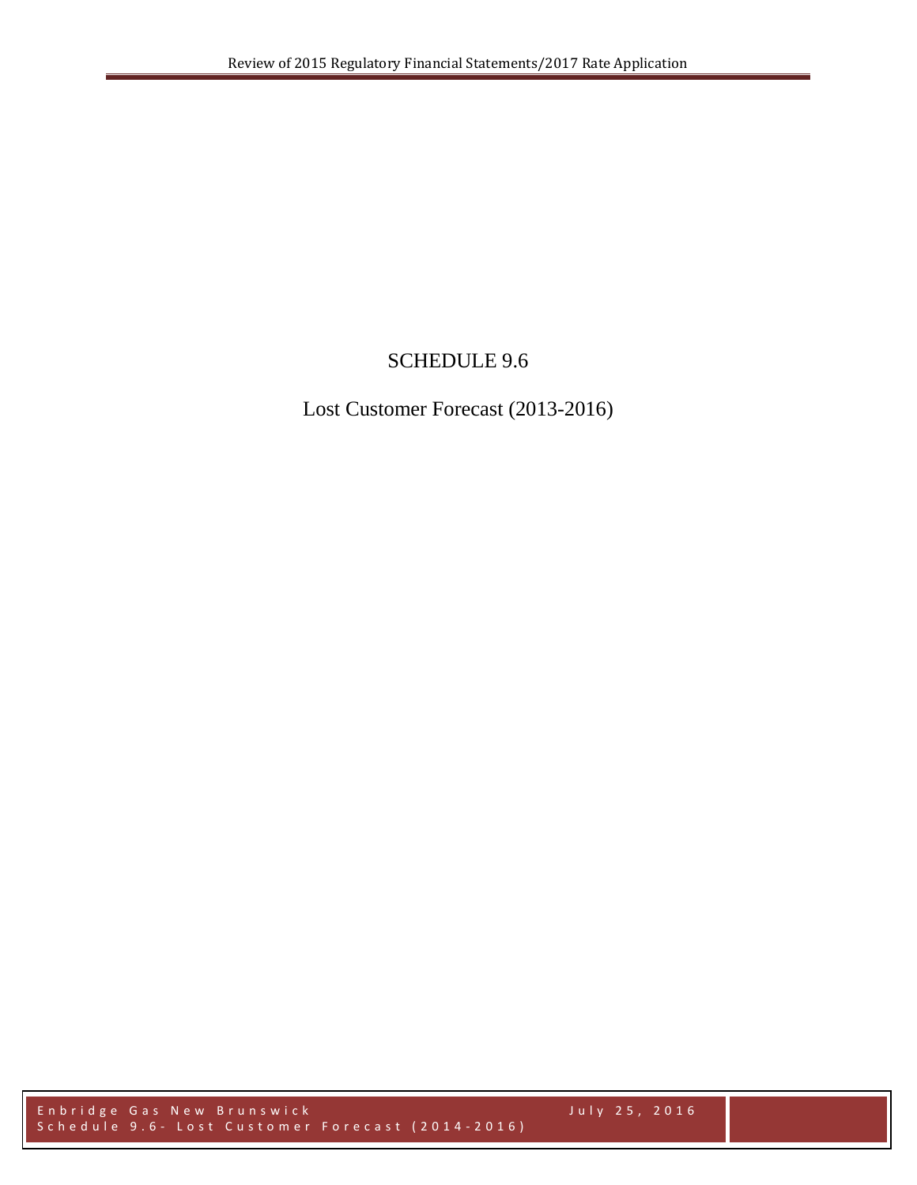# SCHEDULE 9.6

## Lost Customer Forecast (2013-2016)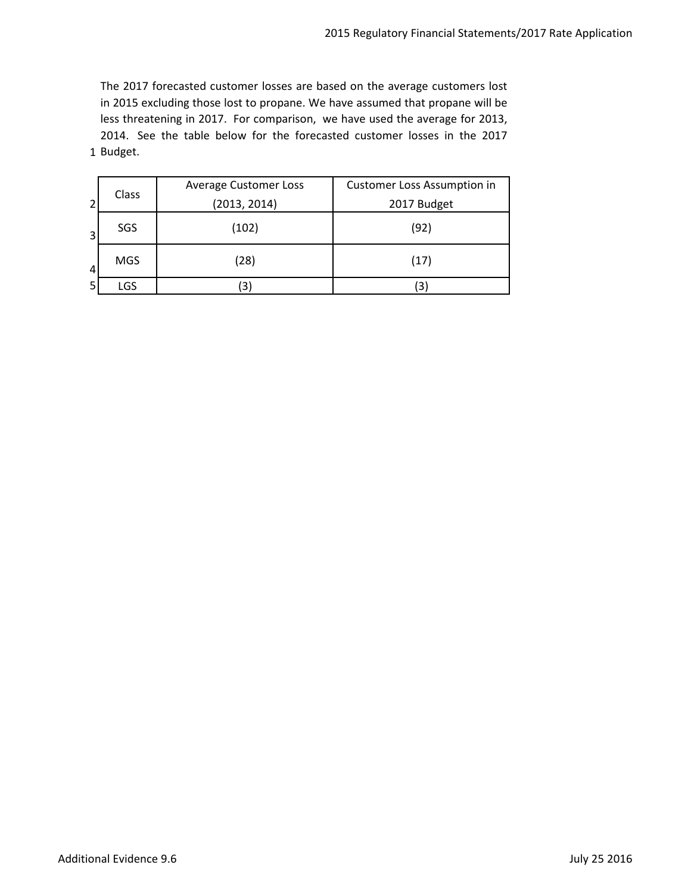The 2017 forecasted customer losses are based on the average customers lost in 2015 excluding those lost to propane. We have assumed that propane will be less threatening in 2017. For comparison, we have used the average for 2013, 2014. See the table below for the forecasted customer losses in the 2017 Budget.

| Class | Average Customer Loss (2013, 2014) | Customer Loss Assumption in 2017 Budget |
|---|---|---|
| SGS | (102) | (92) |
| MGS | (28) | (17) |
| LGS | (3) | (3) |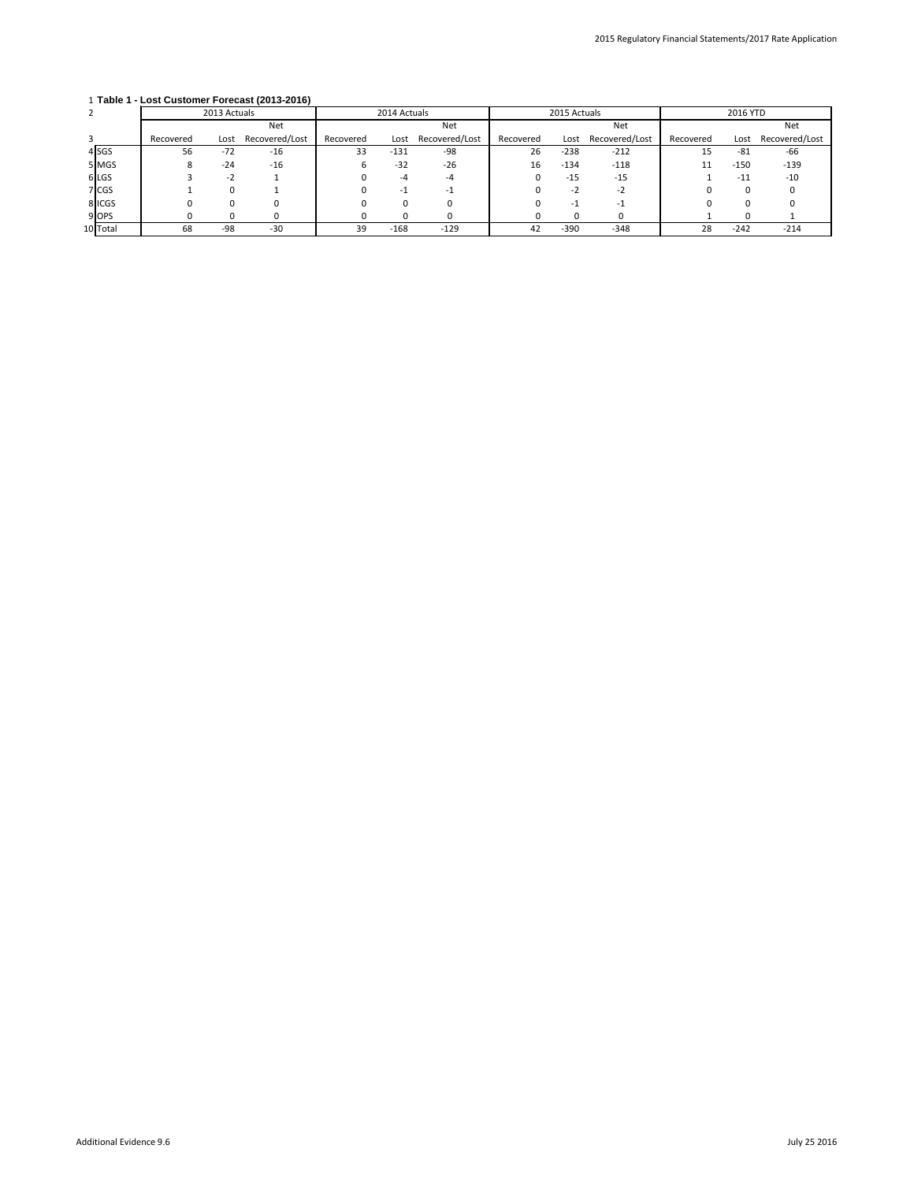**Table 1 - Lost Customer Forecast (2013-2016)**

| | 2013 Actuals | | | 2014 Actuals | | | 2015 Actuals | | | 2016 YTD | | |
|---|---|---|---|---|---|---|---|---|---|---|---|---|
| | Recovered | Lost | Net Recovered/Lost | Recovered | Lost | Net Recovered/Lost | Recovered | Lost | Net Recovered/Lost | Recovered | Lost | Net Recovered/Lost |
| SGS | 56 | -72 | -16 | 33 | -131 | -98 | 26 | -238 | -212 | 15 | -81 | -66 |
| MGS | 8 | -24 | -16 | 6 | -32 | -26 | 16 | -134 | -118 | 11 | -150 | -139 |
| LGS | 3 | -2 | 1 | 0 | -4 | -4 | 0 | -15 | -15 | 1 | -11 | -10 |
| CGS | 1 | 0 | 1 | 0 | -1 | -1 | 0 | -2 | -2 | 0 | 0 | 0 |
| ICGS | 0 | 0 | 0 | 0 | 0 | 0 | 0 | -1 | -1 | 0 | 0 | 0 |
| OPS | 0 | 0 | 0 | 0 | 0 | 0 | 0 | 0 | 0 | 1 | 0 | 1 |
| Total | 68 | -98 | -30 | 39 | -168 | -129 | 42 | -390 | -348 | 28 | -242 | -214 |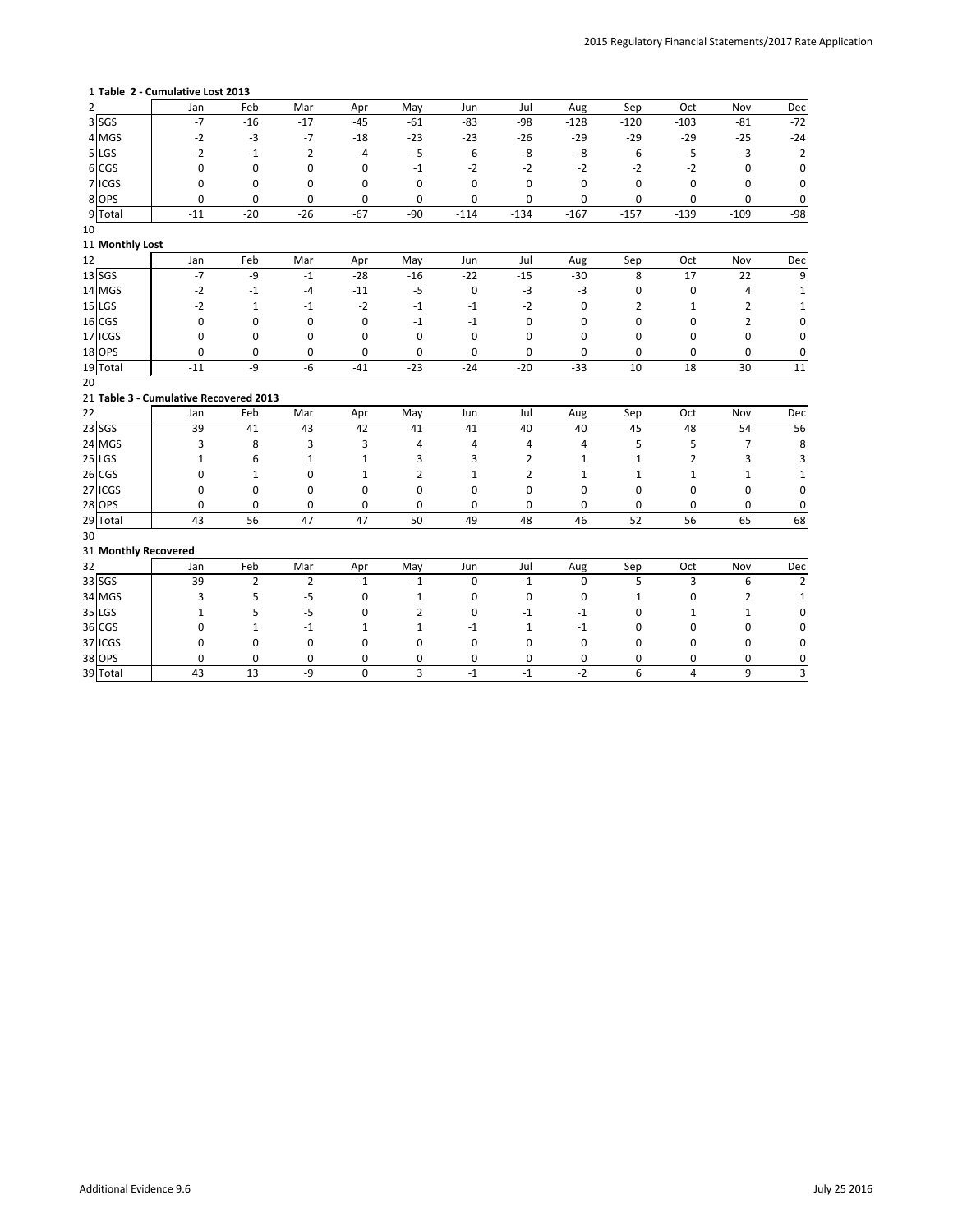**Table 2 - Cumulative Lost 2013**

| | Jan | Feb | Mar | Apr | May | Jun | Jul | Aug | Sep | Oct | Nov | Dec |
|---|---|---|---|---|---|---|---|---|---|---|---|---|
| SGS | -7 | -16 | -17 | -45 | -61 | -83 | -98 | -128 | -120 | -103 | -81 | -72 |
| MGS | -2 | -3 | -7 | -18 | -23 | -23 | -26 | -29 | -29 | -29 | -25 | -24 |
| LGS | -2 | -1 | -2 | -4 | -5 | -6 | -8 | -8 | -6 | -5 | -3 | -2 |
| CGS | 0 | 0 | 0 | 0 | -1 | -2 | -2 | -2 | -2 | -2 | 0 | 0 |
| ICGS | 0 | 0 | 0 | 0 | 0 | 0 | 0 | 0 | 0 | 0 | 0 | 0 |
| OPS | 0 | 0 | 0 | 0 | 0 | 0 | 0 | 0 | 0 | 0 | 0 | 0 |
| Total | -11 | -20 | -26 | -67 | -90 | -114 | -134 | -167 | -157 | -139 | -109 | -98 |

**Monthly Lost**

| | Jan | Feb | Mar | Apr | May | Jun | Jul | Aug | Sep | Oct | Nov | Dec |
|---|---|---|---|---|---|---|---|---|---|---|---|---|
| SGS | -7 | -9 | -1 | -28 | -16 | -22 | -15 | -30 | 8 | 17 | 22 | 9 |
| MGS | -2 | -1 | -4 | -11 | -5 | 0 | -3 | -3 | 0 | 0 | 4 | 1 |
| LGS | -2 | 1 | -1 | -2 | -1 | -1 | -2 | 0 | 2 | 1 | 2 | 1 |
| CGS | 0 | 0 | 0 | 0 | -1 | -1 | 0 | 0 | 0 | 0 | 2 | 0 |
| ICGS | 0 | 0 | 0 | 0 | 0 | 0 | 0 | 0 | 0 | 0 | 0 | 0 |
| OPS | 0 | 0 | 0 | 0 | 0 | 0 | 0 | 0 | 0 | 0 | 0 | 0 |
| Total | -11 | -9 | -6 | -41 | -23 | -24 | -20 | -33 | 10 | 18 | 30 | 11 |

**Table 3 - Cumulative Recovered 2013**

| | Jan | Feb | Mar | Apr | May | Jun | Jul | Aug | Sep | Oct | Nov | Dec |
|---|---|---|---|---|---|---|---|---|---|---|---|---|
| SGS | 39 | 41 | 43 | 42 | 41 | 41 | 40 | 40 | 45 | 48 | 54 | 56 |
| MGS | 3 | 8 | 3 | 3 | 4 | 4 | 4 | 4 | 5 | 5 | 7 | 8 |
| LGS | 1 | 6 | 1 | 1 | 3 | 3 | 2 | 1 | 1 | 2 | 3 | 3 |
| CGS | 0 | 1 | 0 | 1 | 2 | 1 | 2 | 1 | 1 | 1 | 1 | 1 |
| ICGS | 0 | 0 | 0 | 0 | 0 | 0 | 0 | 0 | 0 | 0 | 0 | 0 |
| OPS | 0 | 0 | 0 | 0 | 0 | 0 | 0 | 0 | 0 | 0 | 0 | 0 |
| Total | 43 | 56 | 47 | 47 | 50 | 49 | 48 | 46 | 52 | 56 | 65 | 68 |

**Monthly Recovered**

| | Jan | Feb | Mar | Apr | May | Jun | Jul | Aug | Sep | Oct | Nov | Dec |
|---|---|---|---|---|---|---|---|---|---|---|---|---|
| SGS | 39 | 2 | 2 | -1 | -1 | 0 | -1 | 0 | 5 | 3 | 6 | 2 |
| MGS | 3 | 5 | -5 | 0 | 1 | 0 | 0 | 0 | 1 | 0 | 2 | 1 |
| LGS | 1 | 5 | -5 | 0 | 2 | 0 | -1 | -1 | 0 | 1 | 1 | 0 |
| CGS | 0 | 1 | -1 | 1 | 1 | -1 | 1 | -1 | 0 | 0 | 0 | 0 |
| ICGS | 0 | 0 | 0 | 0 | 0 | 0 | 0 | 0 | 0 | 0 | 0 | 0 |
| OPS | 0 | 0 | 0 | 0 | 0 | 0 | 0 | 0 | 0 | 0 | 0 | 0 |
| Total | 43 | 13 | -9 | 0 | 3 | -1 | -1 | -2 | 6 | 4 | 9 | 3 |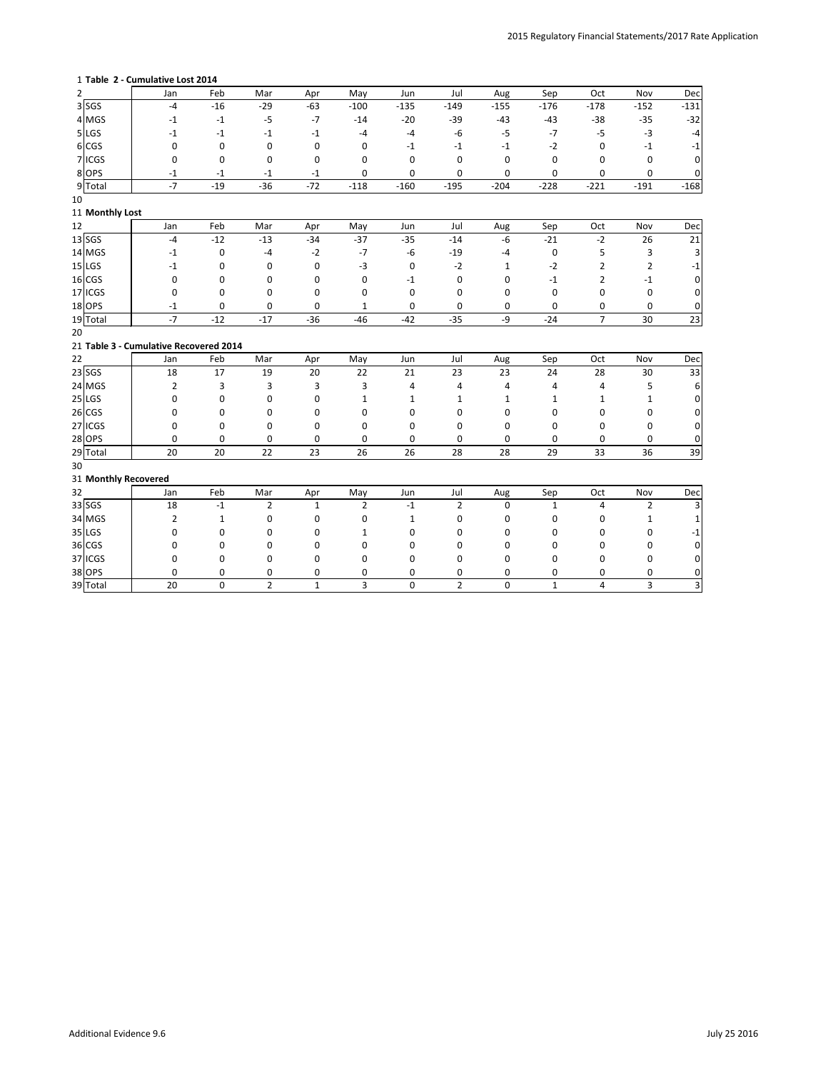**Table 2 - Cumulative Lost 2014**

| | Jan | Feb | Mar | Apr | May | Jun | Jul | Aug | Sep | Oct | Nov | Dec |
|---|---|---|---|---|---|---|---|---|---|---|---|---|
| SGS | -4 | -16 | -29 | -63 | -100 | -135 | -149 | -155 | -176 | -178 | -152 | -131 |
| MGS | -1 | -1 | -5 | -7 | -14 | -20 | -39 | -43 | -43 | -38 | -35 | -32 |
| LGS | -1 | -1 | -1 | -1 | -4 | -4 | -6 | -5 | -7 | -5 | -3 | -4 |
| CGS | 0 | 0 | 0 | 0 | 0 | -1 | -1 | -1 | -2 | 0 | -1 | -1 |
| ICGS | 0 | 0 | 0 | 0 | 0 | 0 | 0 | 0 | 0 | 0 | 0 | 0 |
| OPS | -1 | -1 | -1 | -1 | 0 | 0 | 0 | 0 | 0 | 0 | 0 | 0 |
| Total | -7 | -19 | -36 | -72 | -118 | -160 | -195 | -204 | -228 | -221 | -191 | -168 |

**Monthly Lost**

| | Jan | Feb | Mar | Apr | May | Jun | Jul | Aug | Sep | Oct | Nov | Dec |
|---|---|---|---|---|---|---|---|---|---|---|---|---|
| SGS | -4 | -12 | -13 | -34 | -37 | -35 | -14 | -6 | -21 | -2 | 26 | 21 |
| MGS | -1 | 0 | -4 | -2 | -7 | -6 | -19 | -4 | 0 | 5 | 3 | 3 |
| LGS | -1 | 0 | 0 | 0 | -3 | 0 | -2 | 1 | -2 | 2 | 2 | -1 |
| CGS | 0 | 0 | 0 | 0 | 0 | -1 | 0 | 0 | -1 | 2 | -1 | 0 |
| ICGS | 0 | 0 | 0 | 0 | 0 | 0 | 0 | 0 | 0 | 0 | 0 | 0 |
| OPS | -1 | 0 | 0 | 0 | 1 | 0 | 0 | 0 | 0 | 0 | 0 | 0 |
| Total | -7 | -12 | -17 | -36 | -46 | -42 | -35 | -9 | -24 | 7 | 30 | 23 |

**Table 3 - Cumulative Recovered 2014**

| | Jan | Feb | Mar | Apr | May | Jun | Jul | Aug | Sep | Oct | Nov | Dec |
|---|---|---|---|---|---|---|---|---|---|---|---|---|
| SGS | 18 | 17 | 19 | 20 | 22 | 21 | 23 | 23 | 24 | 28 | 30 | 33 |
| MGS | 2 | 3 | 3 | 3 | 3 | 4 | 4 | 4 | 4 | 4 | 5 | 6 |
| LGS | 0 | 0 | 0 | 0 | 1 | 1 | 1 | 1 | 1 | 1 | 1 | 0 |
| CGS | 0 | 0 | 0 | 0 | 0 | 0 | 0 | 0 | 0 | 0 | 0 | 0 |
| ICGS | 0 | 0 | 0 | 0 | 0 | 0 | 0 | 0 | 0 | 0 | 0 | 0 |
| OPS | 0 | 0 | 0 | 0 | 0 | 0 | 0 | 0 | 0 | 0 | 0 | 0 |
| Total | 20 | 20 | 22 | 23 | 26 | 26 | 28 | 28 | 29 | 33 | 36 | 39 |

**Monthly Recovered**

| | Jan | Feb | Mar | Apr | May | Jun | Jul | Aug | Sep | Oct | Nov | Dec |
|---|---|---|---|---|---|---|---|---|---|---|---|---|
| SGS | 18 | -1 | 2 | 1 | 2 | -1 | 2 | 0 | 1 | 4 | 2 | 3 |
| MGS | 2 | 1 | 0 | 0 | 0 | 1 | 0 | 0 | 0 | 0 | 1 | 1 |
| LGS | 0 | 0 | 0 | 0 | 1 | 0 | 0 | 0 | 0 | 0 | 0 | -1 |
| CGS | 0 | 0 | 0 | 0 | 0 | 0 | 0 | 0 | 0 | 0 | 0 | 0 |
| ICGS | 0 | 0 | 0 | 0 | 0 | 0 | 0 | 0 | 0 | 0 | 0 | 0 |
| OPS | 0 | 0 | 0 | 0 | 0 | 0 | 0 | 0 | 0 | 0 | 0 | 0 |
| Total | 20 | 0 | 2 | 1 | 3 | 0 | 2 | 0 | 1 | 4 | 3 | 3 |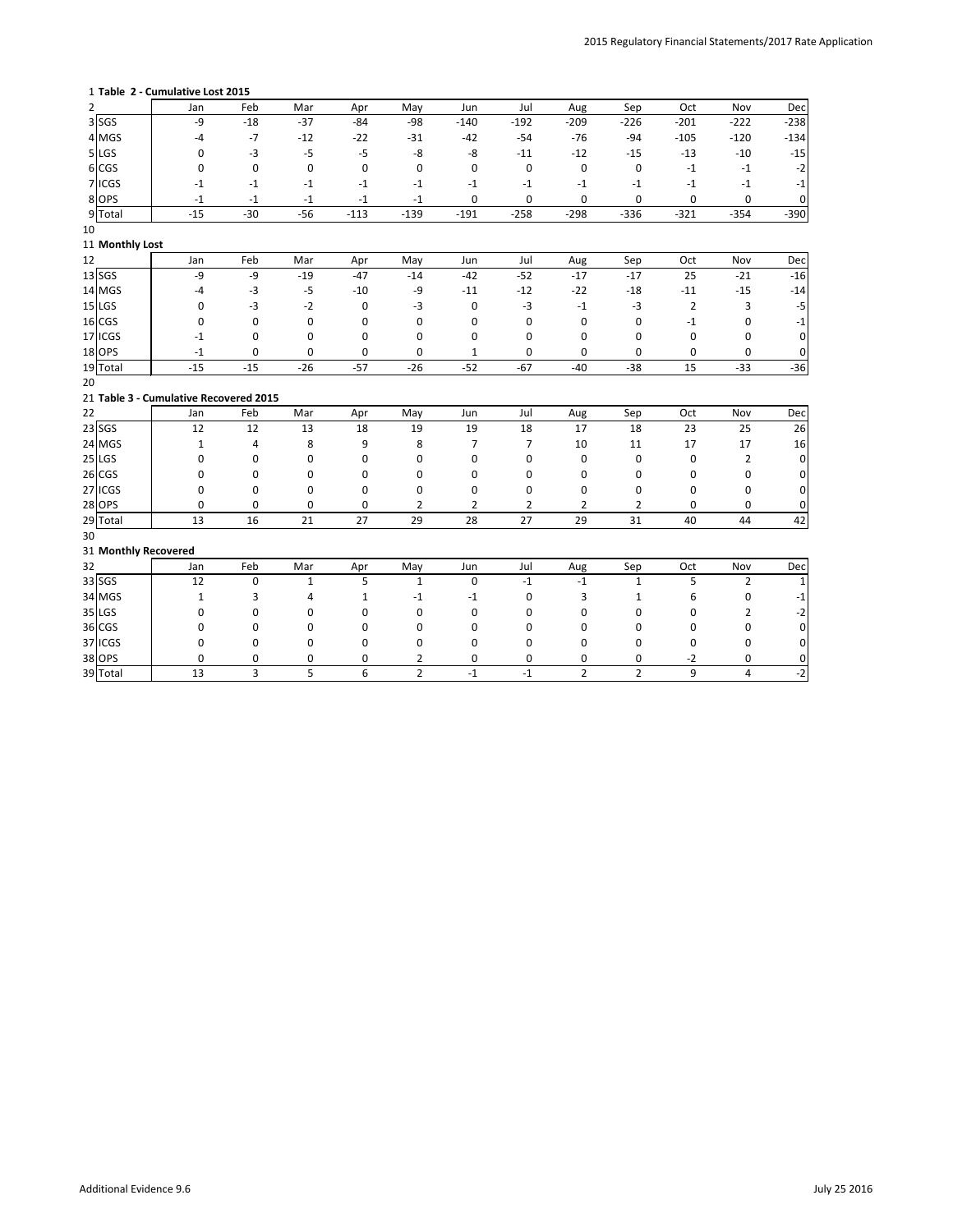**Table 2 - Cumulative Lost 2015**

| | Jan | Feb | Mar | Apr | May | Jun | Jul | Aug | Sep | Oct | Nov | Dec |
|---|---|---|---|---|---|---|---|---|---|---|---|---|
| SGS | -9 | -18 | -37 | -84 | -98 | -140 | -192 | -209 | -226 | -201 | -222 | -238 |
| MGS | -4 | -7 | -12 | -22 | -31 | -42 | -54 | -76 | -94 | -105 | -120 | -134 |
| LGS | 0 | -3 | -5 | -5 | -8 | -8 | -11 | -12 | -15 | -13 | -10 | -15 |
| CGS | 0 | 0 | 0 | 0 | 0 | 0 | 0 | 0 | 0 | -1 | -1 | -2 |
| ICGS | -1 | -1 | -1 | -1 | -1 | -1 | -1 | -1 | -1 | -1 | -1 | -1 |
| OPS | -1 | -1 | -1 | -1 | -1 | 0 | 0 | 0 | 0 | 0 | 0 | 0 |
| Total | -15 | -30 | -56 | -113 | -139 | -191 | -258 | -298 | -336 | -321 | -354 | -390 |

**Monthly Lost**

| | Jan | Feb | Mar | Apr | May | Jun | Jul | Aug | Sep | Oct | Nov | Dec |
|---|---|---|---|---|---|---|---|---|---|---|---|---|
| SGS | -9 | -9 | -19 | -47 | -14 | -42 | -52 | -17 | -17 | 25 | -21 | -16 |
| MGS | -4 | -3 | -5 | -10 | -9 | -11 | -12 | -22 | -18 | -11 | -15 | -14 |
| LGS | 0 | -3 | -2 | 0 | -3 | 0 | -3 | -1 | -3 | 2 | 3 | -5 |
| CGS | 0 | 0 | 0 | 0 | 0 | 0 | 0 | 0 | 0 | -1 | 0 | -1 |
| ICGS | -1 | 0 | 0 | 0 | 0 | 0 | 0 | 0 | 0 | 0 | 0 | 0 |
| OPS | -1 | 0 | 0 | 0 | 0 | 1 | 0 | 0 | 0 | 0 | 0 | 0 |
| Total | -15 | -15 | -26 | -57 | -26 | -52 | -67 | -40 | -38 | 15 | -33 | -36 |

**Table 3 - Cumulative Recovered 2015**

| | Jan | Feb | Mar | Apr | May | Jun | Jul | Aug | Sep | Oct | Nov | Dec |
|---|---|---|---|---|---|---|---|---|---|---|---|---|
| SGS | 12 | 12 | 13 | 18 | 19 | 19 | 18 | 17 | 18 | 23 | 25 | 26 |
| MGS | 1 | 4 | 8 | 9 | 8 | 7 | 7 | 10 | 11 | 17 | 17 | 16 |
| LGS | 0 | 0 | 0 | 0 | 0 | 0 | 0 | 0 | 0 | 0 | 2 | 0 |
| CGS | 0 | 0 | 0 | 0 | 0 | 0 | 0 | 0 | 0 | 0 | 0 | 0 |
| ICGS | 0 | 0 | 0 | 0 | 0 | 0 | 0 | 0 | 0 | 0 | 0 | 0 |
| OPS | 0 | 0 | 0 | 0 | 2 | 2 | 2 | 2 | 2 | 0 | 0 | 0 |
| Total | 13 | 16 | 21 | 27 | 29 | 28 | 27 | 29 | 31 | 40 | 44 | 42 |

**Monthly Recovered**

| | Jan | Feb | Mar | Apr | May | Jun | Jul | Aug | Sep | Oct | Nov | Dec |
|---|---|---|---|---|---|---|---|---|---|---|---|---|
| SGS | 12 | 0 | 1 | 5 | 1 | 0 | -1 | -1 | 1 | 5 | 2 | 1 |
| MGS | 1 | 3 | 4 | 1 | -1 | -1 | 0 | 3 | 1 | 6 | 0 | -1 |
| LGS | 0 | 0 | 0 | 0 | 0 | 0 | 0 | 0 | 0 | 0 | 2 | -2 |
| CGS | 0 | 0 | 0 | 0 | 0 | 0 | 0 | 0 | 0 | 0 | 0 | 0 |
| ICGS | 0 | 0 | 0 | 0 | 0 | 0 | 0 | 0 | 0 | 0 | 0 | 0 |
| OPS | 0 | 0 | 0 | 0 | 2 | 0 | 0 | 0 | 0 | -2 | 0 | 0 |
| Total | 13 | 3 | 5 | 6 | 2 | -1 | -1 | 2 | 2 | 9 | 4 | -2 |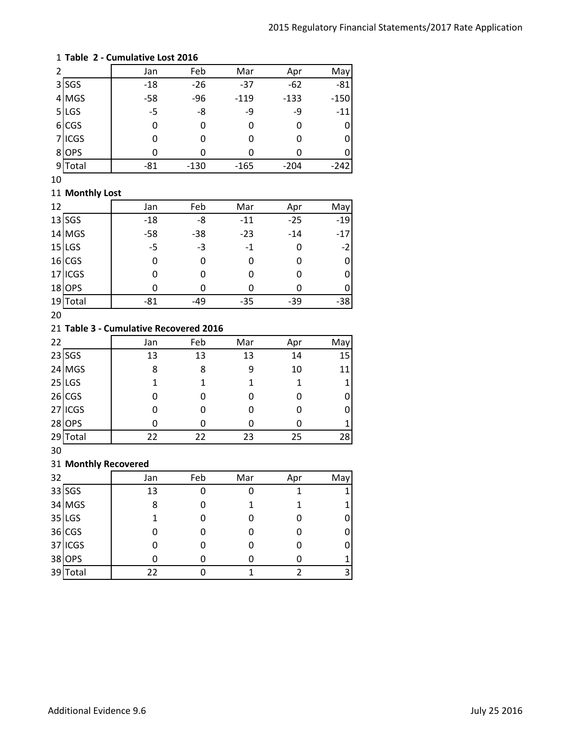**Table 2 - Cumulative Lost 2016**

| | Jan | Feb | Mar | Apr | May |
|---|---|---|---|---|---|
| SGS | -18 | -26 | -37 | -62 | -81 |
| MGS | -58 | -96 | -119 | -133 | -150 |
| LGS | -5 | -8 | -9 | -9 | -11 |
| CGS | 0 | 0 | 0 | 0 | 0 |
| ICGS | 0 | 0 | 0 | 0 | 0 |
| OPS | 0 | 0 | 0 | 0 | 0 |
| Total | -81 | -130 | -165 | -204 | -242 |

**Monthly Lost**

| | Jan | Feb | Mar | Apr | May |
|---|---|---|---|---|---|
| SGS | -18 | -8 | -11 | -25 | -19 |
| MGS | -58 | -38 | -23 | -14 | -17 |
| LGS | -5 | -3 | -1 | 0 | -2 |
| CGS | 0 | 0 | 0 | 0 | 0 |
| ICGS | 0 | 0 | 0 | 0 | 0 |
| OPS | 0 | 0 | 0 | 0 | 0 |
| Total | -81 | -49 | -35 | -39 | -38 |

**Table 3 - Cumulative Recovered 2016**

| | Jan | Feb | Mar | Apr | May |
|---|---|---|---|---|---|
| SGS | 13 | 13 | 13 | 14 | 15 |
| MGS | 8 | 8 | 9 | 10 | 11 |
| LGS | 1 | 1 | 1 | 1 | 1 |
| CGS | 0 | 0 | 0 | 0 | 0 |
| ICGS | 0 | 0 | 0 | 0 | 0 |
| OPS | 0 | 0 | 0 | 0 | 1 |
| Total | 22 | 22 | 23 | 25 | 28 |

**Monthly Recovered**

| | Jan | Feb | Mar | Apr | May |
|---|---|---|---|---|---|
| SGS | 13 | 0 | 0 | 1 | 1 |
| MGS | 8 | 0 | 1 | 1 | 1 |
| LGS | 1 | 0 | 0 | 0 | 0 |
| CGS | 0 | 0 | 0 | 0 | 0 |
| ICGS | 0 | 0 | 0 | 0 | 0 |
| OPS | 0 | 0 | 0 | 0 | 1 |
| Total | 22 | 0 | 1 | 2 | 3 |